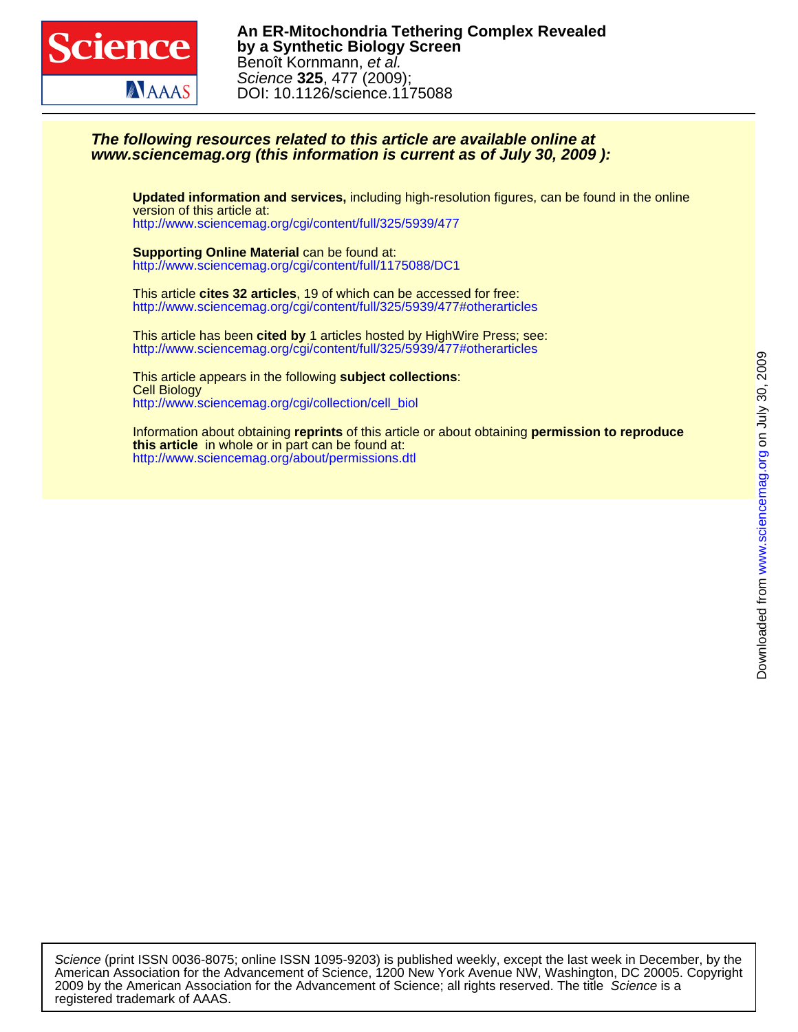**An ER-Mitochondria Tethering Complex Revealed by a Synthetic Biology Screen**

Benoît Kornmann, *et al.*

*Science* **325**, 477 (2009);

DOI: 10.1126/science.1175088

***The following resources related to this article are available online at www.sciencemag.org (this information is current as of July 30, 2009 ):***

**Updated information and services,** including high-resolution figures, can be found in the online version of this article at:
http://www.sciencemag.org/cgi/content/full/325/5939/477

**Supporting Online Material** can be found at:
http://www.sciencemag.org/cgi/content/full/1175088/DC1

This article **cites 32 articles**, 19 of which can be accessed for free:
http://www.sciencemag.org/cgi/content/full/325/5939/477#otherarticles

This article has been **cited by** 1 articles hosted by HighWire Press; see:
http://www.sciencemag.org/cgi/content/full/325/5939/477#otherarticles

This article appears in the following **subject collections**:
Cell Biology
http://www.sciencemag.org/cgi/collection/cell_biol

Information about obtaining **reprints** of this article or about obtaining **permission to reproduce this article** in whole or in part can be found at:
http://www.sciencemag.org/about/permissions.dtl

Downloaded from www.sciencemag.org on July 30, 2009

*Science* (print ISSN 0036-8075; online ISSN 1095-9203) is published weekly, except the last week in December, by the American Association for the Advancement of Science, 1200 New York Avenue NW, Washington, DC 20005. Copyright 2009 by the American Association for the Advancement of Science; all rights reserved. The title *Science* is a registered trademark of AAAS.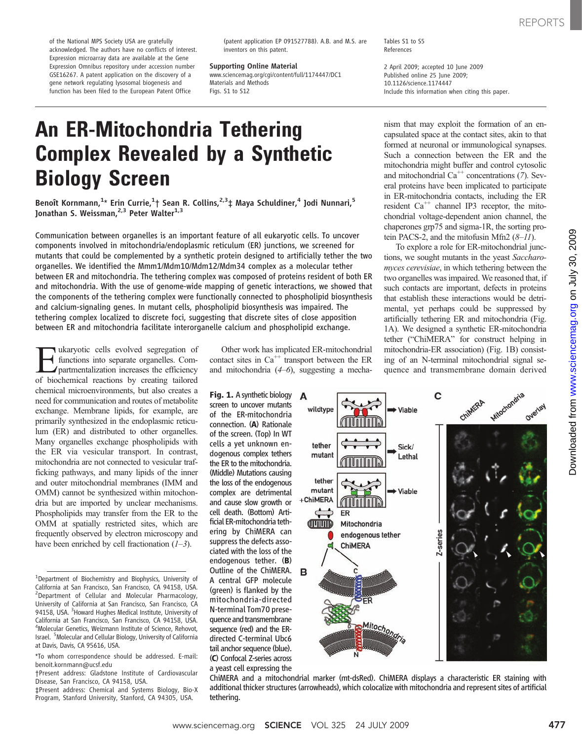of the National MPS Society USA are gratefully acknowledged. The authors have no conflicts of interest. Expression microarray data are available at the Gene Expression Omnibus repository under accession number GSE16267. A patent application on the discovery of a gene network regulating lysosomal biogenesis and function has been filed to the European Patent Office (patent application EP 091527788). A.B. and M.S. are inventors on this patent.

**Supporting Online Material**
www.sciencemag.org/cgi/content/full/1174447/DC1
Materials and Methods
Figs. S1 to S12
Tables S1 to S5
References

2 April 2009; accepted 10 June 2009
Published online 25 June 2009;
10.1126/science.1174447
Include this information when citing this paper.

# An ER-Mitochondria Tethering Complex Revealed by a Synthetic Biology Screen

**Benoît Kornmann,[1]* Erin Currie,[1]† Sean R. Collins,[2,3]‡ Maya Schuldiner,[4] Jodi Nunnari,[5] Jonathan S. Weissman,[2,3] Peter Walter[1,3]**

Communication between organelles is an important feature of all eukaryotic cells. To uncover components involved in mitochondria/endoplasmic reticulum (ER) junctions, we screened for mutants that could be complemented by a synthetic protein designed to artificially tether the two organelles. We identified the Mmm1/Mdm10/Mdm12/Mdm34 complex as a molecular tether between ER and mitochondria. The tethering complex was composed of proteins resident of both ER and mitochondria. With the use of genome-wide mapping of genetic interactions, we showed that the components of the tethering complex were functionally connected to phospholipid biosynthesis and calcium-signaling genes. In mutant cells, phospholipid biosynthesis was impaired. The tethering complex localized to discrete foci, suggesting that discrete sites of close apposition between ER and mitochondria facilitate interorganelle calcium and phospholipid exchange.

Eukaryotic cells evolved segregation of functions into separate organelles. Compartmentalization increases the efficiency of biochemical reactions by creating tailored chemical microenvironments, but also creates a need for communication and routes of metabolite exchange. Membrane lipids, for example, are primarily synthesized in the endoplasmic reticulum (ER) and distributed to other organelles. Many organelles exchange phospholipids with the ER via vesicular transport. In contrast, mitochondria are not connected to vesicular trafficking pathways, and many lipids of the inner and outer mitochondrial membranes (IMM and OMM) cannot be synthesized within mitochondria but are imported by unclear mechanisms. Phospholipids may transfer from the ER to the OMM at spatially restricted sites, which are frequently observed by electron microscopy and have been enriched by cell fractionation (*1*–*3*).

Other work has implicated ER-mitochondrial contact sites in $Ca^{++}$ transport between the ER and mitochondria (*4*–*6*), suggesting a mechanism that may exploit the formation of an encapsulated space at the contact sites, akin to that formed at neuronal or immunological synapses. Such a connection between the ER and the mitochondria might buffer and control cytosolic and mitochondrial $Ca^{++}$ concentrations (*7*). Several proteins have been implicated to participate in ER-mitochondria contacts, including the ER resident $Ca^{++}$ channel IP3 receptor, the mitochondrial voltage-dependent anion channel, the chaperones grp75 and sigma-1R, the sorting protein PACS-2, and the mitofusin Mfn2 (*8*–*11*).

To explore a role for ER-mitochondrial junctions, we sought mutants in the yeast *Saccharomyces cerevisiae*, in which tethering between the two organelles was impaired. We reasoned that, if such contacts are important, defects in proteins that establish these interactions would be detrimental, yet perhaps could be suppressed by artificially tethering ER and mitochondria (Fig. 1A). We designed a synthetic ER-mitochondria tether ("ChiMERA" for construct helping in mitochondria-ER association) (Fig. 1B) consisting of an N-terminal mitochondrial signal sequence and transmembrane domain derived

**Fig. 1.** A synthetic biology screen to uncover mutants of the ER-mitochondria connection. (**A**) Rationale of the screen. (Top) In WT cells a yet unknown endogenous complex tethers the ER to the mitochondria. (Middle) Mutations causing the loss of the endogenous complex are detrimental and cause slow growth or cell death. (Bottom) Artificial ER-mitochondria tethering by ChiMERA can suppress the defects associated with the loss of the endogenous tether. (**B**) Outline of the ChiMERA. A central GFP molecule (green) is flanked by the mitochondria-directed N-terminal Tom70 presequence and transmembrane sequence (red) and the ER-directed C-terminal Ubc6 tail anchor sequence (blue). (**C**) Confocal Z-series across a yeast cell expressing the ChiMERA and a mitochondrial marker (mt-dsRed). ChiMERA displays a characteristic ER staining with additional thicker structures (arrowheads), which colocalize with mitochondria and represent sites of artificial tethering.

[1]Department of Biochemistry and Biophysics, University of California at San Francisco, San Francisco, CA 94158, USA. [2]Department of Cellular and Molecular Pharmacology, University of California at San Francisco, San Francisco, CA 94158, USA. [3]Howard Hughes Medical Institute, University of California at San Francisco, San Francisco, CA 94158, USA. [4]Molecular Genetics, Weizmann Institute of Science, Rehovot, Israel. [5]Molecular and Cellular Biology, University of California at Davis, Davis, CA 95616, USA.

*To whom correspondence should be addressed. E-mail: benoit.kornmann@ucsf.edu

†Present address: Gladstone Institute of Cardiovascular Disease, San Francisco, CA 94158, USA.

‡Present address: Chemical and Systems Biology, Bio-X Program, Stanford University, Stanford, CA 94305, USA.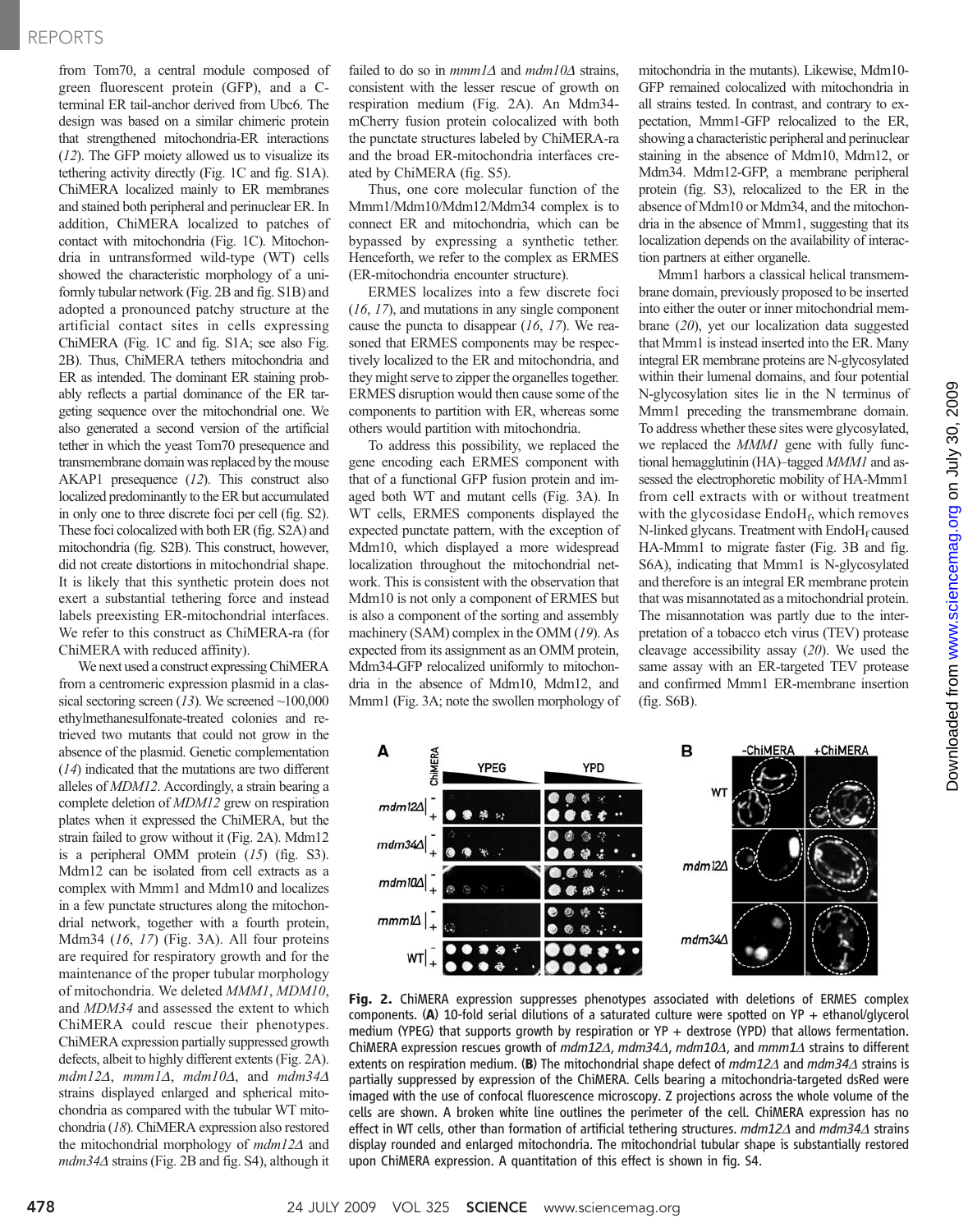from Tom70, a central module composed of green fluorescent protein (GFP), and a C-terminal ER tail-anchor derived from Ubc6. The design was based on a similar chimeric protein that strengthened mitochondria-ER interactions (*12*). The GFP moiety allowed us to visualize its tethering activity directly (Fig. 1C and fig. S1A). ChiMERA localized mainly to ER membranes and stained both peripheral and perinuclear ER. In addition, ChiMERA localized to patches of contact with mitochondria (Fig. 1C). Mitochondria in untransformed wild-type (WT) cells showed the characteristic morphology of a uniformly tubular network (Fig. 2B and fig. S1B) and adopted a pronounced patchy structure at the artificial contact sites in cells expressing ChiMERA (Fig. 1C and fig. S1A; see also Fig. 2B). Thus, ChiMERA tethers mitochondria and ER as intended. The dominant ER staining probably reflects a partial dominance of the ER targeting sequence over the mitochondrial one. We also generated a second version of the artificial tether in which the yeast Tom70 presequence and transmembrane domain was replaced by the mouse AKAP1 presequence (*12*). This construct also localized predominantly to the ER but accumulated in only one to three discrete foci per cell (fig. S2). These foci colocalized with both ER (fig. S2A) and mitochondria (fig. S2B). This construct, however, did not create distortions in mitochondrial shape. It is likely that this synthetic protein does not exert a substantial tethering force and instead labels preexisting ER-mitochondrial interfaces. We refer to this construct as ChiMERA-ra (for ChiMERA with reduced affinity).

We next used a construct expressing ChiMERA from a centromeric expression plasmid in a classical sectoring screen (*13*). We screened ~100,000 ethylmethanesulfonate-treated colonies and retrieved two mutants that could not grow in the absence of the plasmid. Genetic complementation (*14*) indicated that the mutations are two different alleles of *MDM12*. Accordingly, a strain bearing a complete deletion of *MDM12* grew on respiration plates when it expressed the ChiMERA, but the strain failed to grow without it (Fig. 2A). Mdm12 is a peripheral OMM protein (*15*) (fig. S3). Mdm12 can be isolated from cell extracts as a complex with Mmm1 and Mdm10 and localizes in a few punctate structures along the mitochondrial network, together with a fourth protein, Mdm34 (*16*, *17*) (Fig. 3A). All four proteins are required for respiratory growth and for the maintenance of the proper tubular morphology of mitochondria. We deleted *MMM1*, *MDM10*, and *MDM34* and assessed the extent to which ChiMERA could rescue their phenotypes. ChiMERA expression partially suppressed growth defects, albeit to highly different extents (Fig. 2A). *mdm12Δ*, *mmm1Δ*, *mdm10Δ*, and *mdm34Δ* strains displayed enlarged and spherical mitochondria as compared with the tubular WT mitochondria (*18*). ChiMERA expression also restored the mitochondrial morphology of *mdm12Δ* and *mdm34Δ* strains (Fig. 2B and fig. S4), although it failed to do so in *mmm1Δ* and *mdm10Δ* strains, consistent with the lesser rescue of growth on respiration medium (Fig. 2A). An Mdm34-mCherry fusion protein colocalized with both the punctate structures labeled by ChiMERA-ra and the broad ER-mitochondria interfaces created by ChiMERA (fig. S5).

Thus, one core molecular function of the Mmm1/Mdm10/Mdm12/Mdm34 complex is to connect ER and mitochondria, which can be bypassed by expressing a synthetic tether. Henceforth, we refer to the complex as ERMES (ER-mitochondria encounter structure).

ERMES localizes into a few discrete foci (*16*, *17*), and mutations in any single component cause the puncta to disappear (*16*, *17*). We reasoned that ERMES components may be respectively localized to the ER and mitochondria, and they might serve to zipper the organelles together. ERMES disruption would then cause some of the components to partition with ER, whereas some others would partition with mitochondria.

To address this possibility, we replaced the gene encoding each ERMES component with that of a functional GFP fusion protein and imaged both WT and mutant cells (Fig. 3A). In WT cells, ERMES components displayed the expected punctate pattern, with the exception of Mdm10, which displayed a more widespread localization throughout the mitochondrial network. This is consistent with the observation that Mdm10 is not only a component of ERMES but is also a component of the sorting and assembly machinery (SAM) complex in the OMM (*19*). As expected from its assignment as an OMM protein, Mdm34-GFP relocalized uniformly to mitochondria in the absence of Mdm10, Mdm12, and Mmm1 (Fig. 3A; note the swollen morphology of mitochondria in the mutants). Likewise, Mdm10-GFP remained colocalized with mitochondria in all strains tested. In contrast, and contrary to expectation, Mmm1-GFP relocalized to the ER, showing a characteristic peripheral and perinuclear staining in the absence of Mdm10, Mdm12, or Mdm34. Mdm12-GFP, a membrane peripheral protein (fig. S3), relocalized to the ER in the absence of Mdm10 or Mdm34, and the mitochondria in the absence of Mmm1, suggesting that its localization depends on the availability of interaction partners at either organelle.

Mmm1 harbors a classical helical transmembrane domain, previously proposed to be inserted into either the outer or inner mitochondrial membrane (*20*), yet our localization data suggested that Mmm1 is instead inserted into the ER. Many integral ER membrane proteins are N-glycosylated within their lumenal domains, and four potential N-glycosylation sites lie in the N terminus of Mmm1 preceding the transmembrane domain. To address whether these sites were glycosylated, we replaced the *MMM1* gene with fully functional hemagglutinin (HA)–tagged *MMM1* and assessed the electrophoretic mobility of HA-Mmm1 from cell extracts with or without treatment with the glycosidase EndoH$_f$, which removes N-linked glycans. Treatment with EndoH$_f$ caused HA-Mmm1 to migrate faster (Fig. 3B and fig. S6A), indicating that Mmm1 is N-glycosylated and therefore is an integral ER membrane protein that was misannotated as a mitochondrial protein. The misannotation was partly due to the interpretation of a tobacco etch virus (TEV) protease cleavage accessibility assay (*20*). We used the same assay with an ER-targeted TEV protease and confirmed Mmm1 ER-membrane insertion (fig. S6B).

**Fig. 2.** ChiMERA expression suppresses phenotypes associated with deletions of ERMES complex components. (**A**) 10-fold serial dilutions of a saturated culture were spotted on YP + ethanol/glycerol medium (YPEG) that supports growth by respiration or YP + dextrose (YPD) that allows fermentation. ChiMERA expression rescues growth of *mdm12Δ*, *mdm34Δ*, *mdm10Δ*, and *mmm1Δ* strains to different extents on respiration medium. (**B**) The mitochondrial shape defect of *mdm12Δ* and *mdm34Δ* strains is partially suppressed by expression of the ChiMERA. Cells bearing a mitochondria-targeted dsRed were imaged with the use of confocal fluorescence microscopy. Z projections across the whole volume of the cells are shown. A broken white line outlines the perimeter of the cell. ChiMERA expression has no effect in WT cells, other than formation of artificial tethering structures. *mdm12Δ* and *mdm34Δ* strains display rounded and enlarged mitochondria. The mitochondrial tubular shape is substantially restored upon ChiMERA expression. A quantitation of this effect is shown in fig. S4.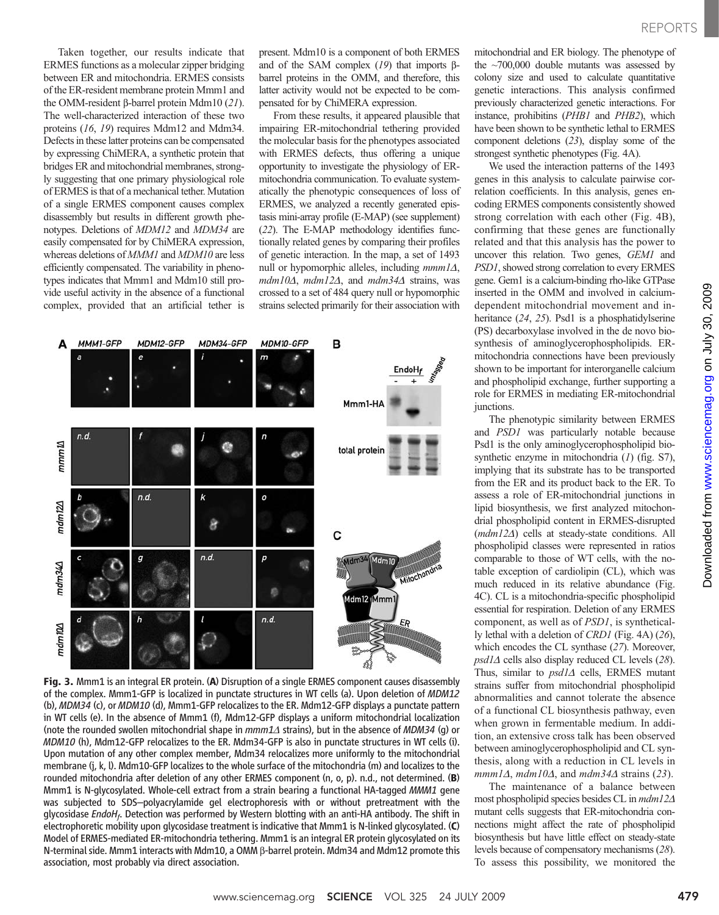Taken together, our results indicate that ERMES functions as a molecular zipper bridging between ER and mitochondria. ERMES consists of the ER-resident membrane protein Mmm1 and the OMM-resident β-barrel protein Mdm10 (*21*). The well-characterized interaction of these two proteins (*16*, *19*) requires Mdm12 and Mdm34. Defects in these latter proteins can be compensated by expressing ChiMERA, a synthetic protein that bridges ER and mitochondrial membranes, strongly suggesting that one primary physiological role of ERMES is that of a mechanical tether. Mutation of a single ERMES component causes complex disassembly but results in different growth phenotypes. Deletions of *MDM12* and *MDM34* are easily compensated for by ChiMERA expression, whereas deletions of *MMM1* and *MDM10* are less efficiently compensated. The variability in phenotypes indicates that Mmm1 and Mdm10 still provide useful activity in the absence of a functional complex, provided that an artificial tether is present. Mdm10 is a component of both ERMES and of the SAM complex (*19*) that imports β-barrel proteins in the OMM, and therefore, this latter activity would not be expected to be compensated for by ChiMERA expression.

From these results, it appeared plausible that impairing ER-mitochondrial tethering provided the molecular basis for the phenotypes associated with ERMES defects, thus offering a unique opportunity to investigate the physiology of ER-mitochondria communication. To evaluate systematically the phenotypic consequences of loss of ERMES, we analyzed a recently generated epistasis mini-array profile (E-MAP) (see supplement) (*22*). The E-MAP methodology identifies functionally related genes by comparing their profiles of genetic interaction. In the map, a set of 1493 null or hypomorphic alleles, including *mmm1Δ*, *mdm10Δ*, *mdm12Δ*, and *mdm34Δ* strains, was crossed to a set of 484 query null or hypomorphic strains selected primarily for their association with mitochondrial and ER biology. The phenotype of the ~700,000 double mutants was assessed by colony size and used to calculate quantitative genetic interactions. This analysis confirmed previously characterized genetic interactions. For instance, prohibitins (*PHB1* and *PHB2*), which have been shown to be synthetic lethal to ERMES component deletions (*23*), display some of the strongest synthetic phenotypes (Fig. 4A).

We used the interaction patterns of the 1493 genes in this analysis to calculate pairwise correlation coefficients. In this analysis, genes encoding ERMES components consistently showed strong correlation with each other (Fig. 4B), confirming that these genes are functionally related and that this analysis has the power to uncover this relation. Two genes, *GEM1* and *PSD1*, showed strong correlation to every ERMES gene. Gem1 is a calcium-binding rho-like GTPase inserted in the OMM and involved in calcium-dependent mitochondrial movement and inheritance (*24*, *25*). Psd1 is a phosphatidylserine (PS) decarboxylase involved in the de novo biosynthesis of aminoglycerophospholipids. ER-mitochondria connections have been previously shown to be important for interorganelle calcium and phospholipid exchange, further supporting a role for ERMES in mediating ER-mitochondrial junctions.

The phenotypic similarity between ERMES and *PSD1* was particularly notable because Psd1 is the only aminoglycerophospholipid biosynthetic enzyme in mitochondria (*1*) (fig. S7), implying that its substrate has to be transported from the ER and its product back to the ER. To assess a role of ER-mitochondrial junctions in lipid biosynthesis, we first analyzed mitochondrial phospholipid content in ERMES-disrupted (*mdm12Δ*) cells at steady-state conditions. All phospholipid classes were represented in ratios comparable to those of WT cells, with the notable exception of cardiolipin (CL), which was much reduced in its relative abundance (Fig. 4C). CL is a mitochondria-specific phospholipid essential for respiration. Deletion of any ERMES component, as well as of *PSD1*, is synthetically lethal with a deletion of *CRD1* (Fig. 4A) (*26*), which encodes the CL synthase (*27*). Moreover, *psd1Δ* cells also display reduced CL levels (*28*). Thus, similar to *psd1Δ* cells, ERMES mutant strains suffer from mitochondrial phospholipid abnormalities and cannot tolerate the absence of a functional CL biosynthesis pathway, even when grown in fermentable medium. In addition, an extensive cross talk has been observed between aminoglycerophospholipid and CL synthesis, along with a reduction in CL levels in *mmm1Δ*, *mdm10Δ*, and *mdm34Δ* strains (*23*).

The maintenance of a balance between most phospholipid species besides CL in *mdm12Δ* mutant cells suggests that ER-mitochondria connections might affect the rate of phospholipid biosynthesis but have little effect on steady-state levels because of compensatory mechanisms (*28*). To assess this possibility, we monitored the

**Fig. 3.** Mmm1 is an integral ER protein. (**A**) Disruption of a single ERMES component causes disassembly of the complex. Mmm1-GFP is localized in punctate structures in WT cells (a). Upon deletion of *MDM12* (b), *MDM34* (c), or *MDM10* (d), Mmm1-GFP relocalizes to the ER. Mdm12-GFP displays a punctate pattern in WT cells (e). In the absence of Mmm1 (f), Mdm12-GFP displays a uniform mitochondrial localization (note the rounded swollen mitochondrial shape in *mmm1Δ* strains), but in the absence of *MDM34* (g) or *MDM10* (h), Mdm12-GFP relocalizes to the ER. Mdm34-GFP is also in punctate structures in WT cells (i). Upon mutation of any other complex member, Mdm34 relocalizes more uniformly to the mitochondrial membrane (j, k, l). Mdm10-GFP localizes to the whole surface of the mitochondria (m) and localizes to the rounded mitochondria after deletion of any other ERMES component (n, o, p). n.d., not determined. (**B**) Mmm1 is N-glycosylated. Whole-cell extract from a strain bearing a functional HA-tagged *MMM1* gene was subjected to SDS–polyacrylamide gel electrophoresis with or without pretreatment with the glycosidase *EndoH$_f$*. Detection was performed by Western blotting with an anti-HA antibody. The shift in electrophoretic mobility upon glycosidase treatment is indicative that Mmm1 is N-linked glycosylated. (**C**) Model of ERMES-mediated ER-mitochondria tethering. Mmm1 is an integral ER protein glycosylated on its N-terminal side. Mmm1 interacts with Mdm10, a OMM β-barrel protein. Mdm34 and Mdm12 promote this association, most probably via direct association.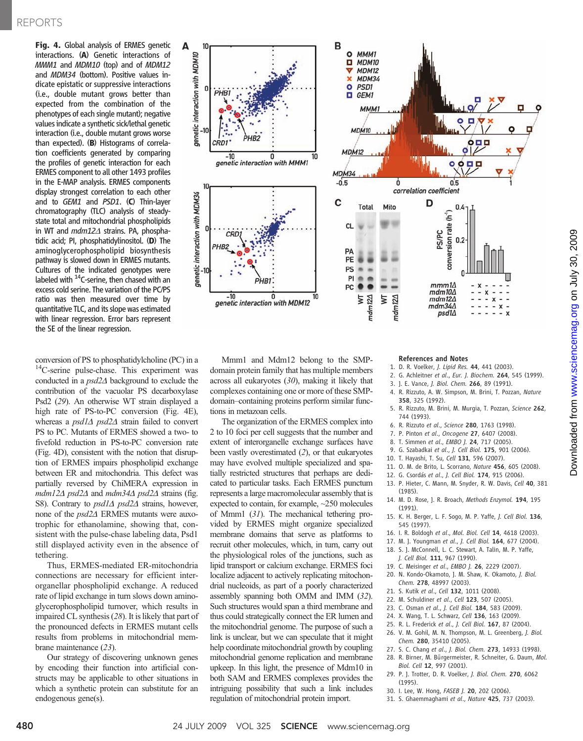**Fig. 4.** Global analysis of ERMES genetic interactions. (**A**) Genetic interactions of *MMM1* and *MDM10* (top) and of *MDM12* and *MDM34* (bottom). Positive values indicate epistatic or suppressive interactions (i.e., double mutant grows better than expected from the combination of the phenotypes of each single mutant); negative values indicate a synthetic sick/lethal genetic interaction (i.e., double mutant grows worse than expected). (**B**) Histograms of correlation coefficients generated by comparing the profiles of genetic interaction for each ERMES component to all other 1493 profiles in the E-MAP analysis. ERMES components display strongest correlation to each other and to *GEM1* and *PSD1*. (**C**) Thin-layer chromatography (TLC) analysis of steady-state total and mitochondrial phospholipids in WT and *mdm12Δ* strains. PA, phosphatidic acid; PI, phosphatidylinositol. (**D**) The aminoglycerophospholipid biosynthesis pathway is slowed down in ERMES mutants. Cultures of the indicated genotypes were labeled with $^{14}$C-serine, then chased with an excess cold serine. The variation of the PC/PS ratio was then measured over time by quantitative TLC, and its slope was estimated with linear regression. Error bars represent the SE of the linear regression.

conversion of PS to phosphatidylcholine (PC) in a $^{14}$C-serine pulse-chase. This experiment was conducted in a *psd2Δ* background to exclude the contribution of the vacuolar PS decarboxylase Psd2 (*29*). An otherwise WT strain displayed a high rate of PS-to-PC conversion (Fig. 4E), whereas a *psd1Δ psd2Δ* strain failed to convert PS to PC. Mutants of ERMES showed a two- to fivefold reduction in PS-to-PC conversion rate (Fig. 4D), consistent with the notion that disruption of ERMES impairs phospholipid exchange between ER and mitochondria. This defect was partially reversed by ChiMERA expression in *mdm12Δ psd2Δ* and *mdm34Δ psd2Δ* strains (fig. S8). Contrary to *psd1Δ psd2Δ* strains, however, none of the *psd2Δ* ERMES mutants were auxotrophic for ethanolamine, showing that, consistent with the pulse-chase labeling data, Psd1 still displayed activity even in the absence of tethering.

Thus, ERMES-mediated ER-mitochondria connections are necessary for efficient interorganellar phospholipid exchange. A reduced rate of lipid exchange in turn slows down aminoglycerophospholipid turnover, which results in impaired CL synthesis (*28*). It is likely that part of the pronounced defects in ERMES mutant cells results from problems in mitochondrial membrane maintenance (*23*).

Our strategy of discovering unknown genes by encoding their function into artificial constructs may be applicable to other situations in which a synthetic protein can substitute for an endogenous gene(s).

Mmm1 and Mdm12 belong to the SMP-domain protein family that has multiple members across all eukaryotes (*30*), making it likely that complexes containing one or more of these SMP-domain–containing proteins perform similar functions in metazoan cells.

The organization of the ERMES complex into 2 to 10 foci per cell suggests that the number and extent of interorganelle exchange surfaces have been vastly overestimated (*2*), or that eukaryotes may have evolved multiple specialized and spatially restricted structures that perhaps are dedicated to particular tasks. Each ERMES punctum represents a large macromolecular assembly that is expected to contain, for example, ~250 molecules of Mmm1 (*31*). The mechanical tethering provided by ERMES might organize specialized membrane domains that serve as platforms to recruit other molecules, which, in turn, carry out the physiological roles of the junctions, such as lipid transport or calcium exchange. ERMES foci localize adjacent to actively replicating mitochondrial nucleoids, as part of a poorly characterized assembly spanning both OMM and IMM (*32*). Such structures would span a third membrane and thus could strategically connect the ER lumen and the mitochondrial genome. The purpose of such a link is unclear, but we can speculate that it might help coordinate mitochondrial growth by coupling mitochondrial genome replication and membrane upkeep. In this light, the presence of Mdm10 in both SAM and ERMES complexes provides the intriguing possibility that such a link includes regulation of mitochondrial protein import.

**References and Notes**

1. D. R. Voelker, *J. Lipid Res.* **44**, 441 (2003).
2. G. Achleitner *et al.*, *Eur. J. Biochem.* **264**, 545 (1999).
3. J. E. Vance, *J. Biol. Chem.* **266**, 89 (1991).
4. R. Rizzuto, A. W. Simpson, M. Brini, T. Pozzan, *Nature* **358**, 325 (1992).
5. R. Rizzuto, M. Brini, M. Murgia, T. Pozzan, *Science* **262**, 744 (1993).
6. R. Rizzuto *et al.*, *Science* **280**, 1763 (1998).
7. P. Pinton *et al.*, *Oncogene* **27**, 6407 (2008).
8. T. Simmen *et al.*, *EMBO J.* **24**, 717 (2005).
9. G. Szabadkai *et al.*, *J. Cell Biol.* **175**, 901 (2006).
10. T. Hayashi, T. Su, *Cell* **131**, 596 (2007).
11. O. M. de Brito, L. Scorrano, *Nature* **456**, 605 (2008).
12. G. Csordás *et al.*, *J. Cell Biol.* **174**, 915 (2006).
13. P. Hieter, C. Mann, M. Snyder, R. W. Davis, *Cell* **40**, 381 (1985).
14. M. D. Rose, J. R. Broach, *Methods Enzymol.* **194**, 195 (1991).
15. K. H. Berger, L. F. Sogo, M. P. Yaffe, *J. Cell Biol.* **136**, 545 (1997).
16. I. R. Boldogh *et al.*, *Mol. Biol. Cell* **14**, 4618 (2003).
17. M. J. Youngman *et al.*, *J. Cell Biol.* **164**, 677 (2004).
18. S. J. McConnell, L. C. Stewart, A. Talin, M. P. Yaffe, *J. Cell Biol.* **111**, 967 (1990).
19. C. Meisinger *et al.*, *EMBO J.* **26**, 2229 (2007).
20. N. Kondo-Okamoto, J. M. Shaw, K. Okamoto, *J. Biol. Chem.* **278**, 48997 (2003).
21. S. Kutik *et al.*, *Cell* **132**, 1011 (2008).
22. M. Schuldiner *et al.*, *Cell* **123**, 507 (2005).
23. C. Osman *et al.*, *J. Cell Biol.* **184**, 583 (2009).
24. X. Wang, T. L. Schwarz, *Cell* **136**, 163 (2009).
25. R. L. Frederick *et al.*, *J. Cell Biol.* **167**, 87 (2004).
26. V. M. Gohil, M. N. Thompson, M. L. Greenberg, *J. Biol. Chem.* **280**, 35410 (2005).
27. S. C. Chang *et al.*, *J. Biol. Chem.* **273**, 14933 (1998).
28. R. Birner, M. Bürgermeister, R. Schneiter, G. Daum, *Mol. Biol. Cell* **12**, 997 (2001).
29. P. J. Trotter, D. R. Voelker, *J. Biol. Chem.* **270**, 6062 (1995).
30. I. Lee, W. Hong, *FASEB J.* **20**, 202 (2006).
31. S. Ghaemmaghami *et al.*, *Nature* **425**, 737 (2003).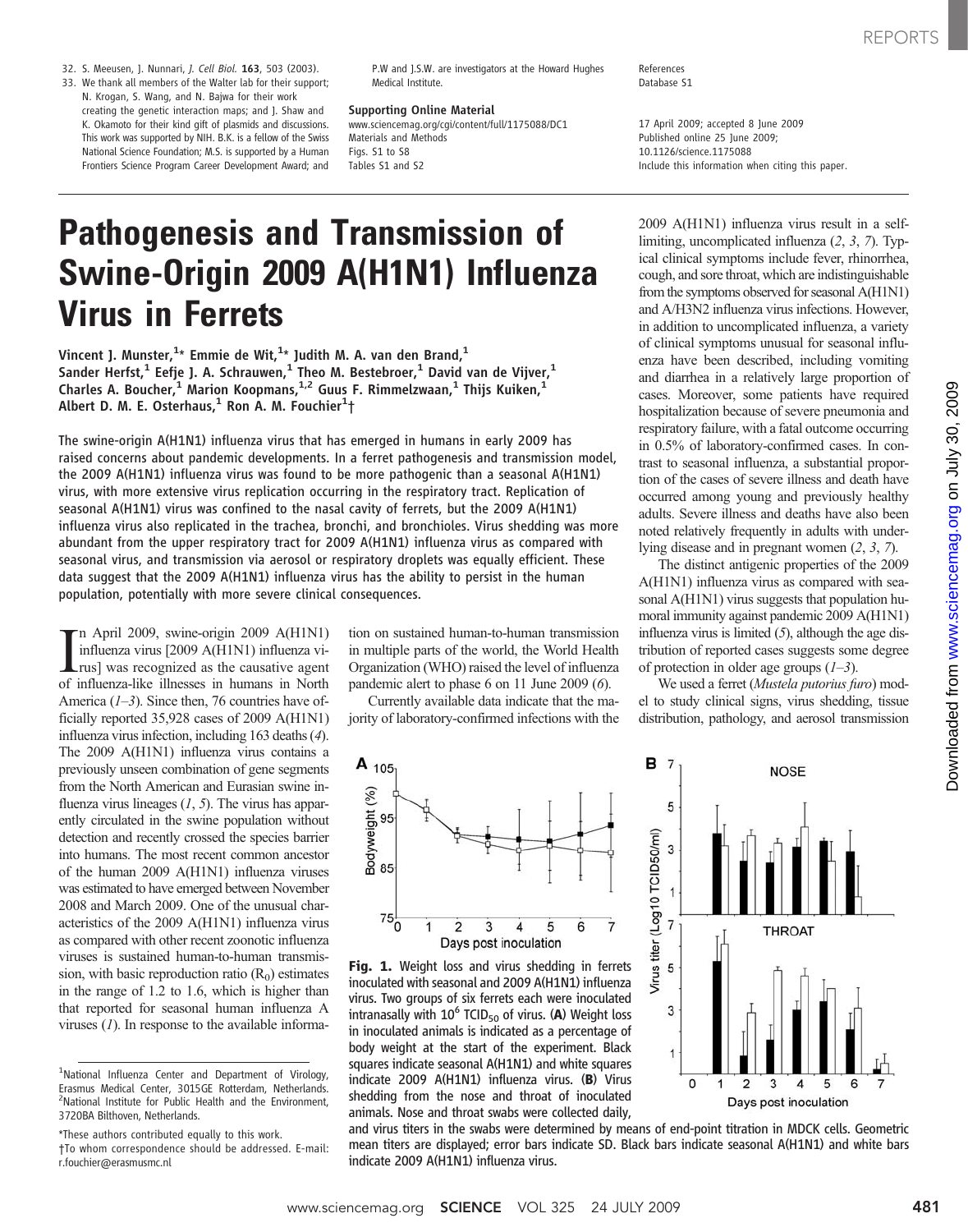32. S. Meeusen, J. Nunnari, *J. Cell Biol.* **163**, 503 (2003).
33. We thank all members of the Walter lab for their support; N. Krogan, S. Wang, and N. Bajwa for their work creating the genetic interaction maps; and J. Shaw and K. Okamoto for their kind gift of plasmids and discussions. This work was supported by NIH. B.K. is a fellow of the Swiss National Science Foundation; M.S. is supported by a Human Frontiers Science Program Career Development Award; and P.W and J.S.W. are investigators at the Howard Hughes Medical Institute.

**Supporting Online Material**
www.sciencemag.org/cgi/content/full/1175088/DC1
Materials and Methods
Figs. S1 to S8
Tables S1 and S2
References
Database S1

17 April 2009; accepted 8 June 2009
Published online 25 June 2009;
10.1126/science.1175088
Include this information when citing this paper.

# Pathogenesis and Transmission of Swine-Origin 2009 A(H1N1) Influenza Virus in Ferrets

Vincent J. Munster,[1]* Emmie de Wit,[1]* Judith M. A. van den Brand,[1] Sander Herfst,[1] Eefje J. A. Schrauwen,[1] Theo M. Bestebroer,[1] David van de Vijver,[1] Charles A. Boucher,[1] Marion Koopmans,[1,2] Guus F. Rimmelzwaan,[1] Thijs Kuiken,[1] Albert D. M. E. Osterhaus,[1] Ron A. M. Fouchier[1]†

**The swine-origin A(H1N1) influenza virus that has emerged in humans in early 2009 has raised concerns about pandemic developments. In a ferret pathogenesis and transmission model, the 2009 A(H1N1) influenza virus was found to be more pathogenic than a seasonal A(H1N1) virus, with more extensive virus replication occurring in the respiratory tract. Replication of seasonal A(H1N1) virus was confined to the nasal cavity of ferrets, but the 2009 A(H1N1) influenza virus also replicated in the trachea, bronchi, and bronchioles. Virus shedding was more abundant from the upper respiratory tract for 2009 A(H1N1) influenza virus as compared with seasonal virus, and transmission via aerosol or respiratory droplets was equally efficient. These data suggest that the 2009 A(H1N1) influenza virus has the ability to persist in the human population, potentially with more severe clinical consequences.**

In April 2009, swine-origin 2009 A(H1N1) influenza virus [2009 A(H1N1) influenza virus] was recognized as the causative agent of influenza-like illnesses in humans in North America (*1*–*3*). Since then, 76 countries have officially reported 35,928 cases of 2009 A(H1N1) influenza virus infection, including 163 deaths (*4*). The 2009 A(H1N1) influenza virus contains a previously unseen combination of gene segments from the North American and Eurasian swine influenza virus lineages (*1*, *5*). The virus has apparently circulated in the swine population without detection and recently crossed the species barrier into humans. The most recent common ancestor of the human 2009 A(H1N1) influenza viruses was estimated to have emerged between November 2008 and March 2009. One of the unusual characteristics of the 2009 A(H1N1) influenza virus as compared with other recent zoonotic influenza viruses is sustained human-to-human transmission, with basic reproduction ratio ($R_0$) estimates in the range of 1.2 to 1.6, which is higher than that reported for seasonal human influenza A viruses (*1*). In response to the available information on sustained human-to-human transmission in multiple parts of the world, the World Health Organization (WHO) raised the level of influenza pandemic alert to phase 6 on 11 June 2009 (*6*).

Currently available data indicate that the majority of laboratory-confirmed infections with the 2009 A(H1N1) influenza virus result in a self-limiting, uncomplicated influenza (*2*, *3*, *7*). Typical clinical symptoms include fever, rhinorrhea, cough, and sore throat, which are indistinguishable from the symptoms observed for seasonal A(H1N1) and A/H3N2 influenza virus infections. However, in addition to uncomplicated influenza, a variety of clinical symptoms unusual for seasonal influenza have been described, including vomiting and diarrhea in a relatively large proportion of cases. Moreover, some patients have required hospitalization because of severe pneumonia and respiratory failure, with a fatal outcome occurring in 0.5% of laboratory-confirmed cases. In contrast to seasonal influenza, a substantial proportion of the cases of severe illness and death have occurred among young and previously healthy adults. Severe illness and deaths have also been noted relatively frequently in adults with underlying disease and in pregnant women (*2*, *3*, *7*).

The distinct antigenic properties of the 2009 A(H1N1) influenza virus as compared with seasonal A(H1N1) virus suggests that population humoral immunity against pandemic 2009 A(H1N1) influenza virus is limited (*5*), although the age distribution of reported cases suggests some degree of protection in older age groups (*1*–*3*).

We used a ferret (*Mustela putorius furo*) model to study clinical signs, virus shedding, tissue distribution, pathology, and aerosol transmission

A
Bodyweight (%)
105
95
85
75
0 1 2 3 4 5 6 7
Days post inoculation

B
NOSE
THROAT
Virus titer (Log10 TCID50/ml)
7 5 3 1
0 1 2 3 4 5 6 7
Days post inoculation

**Fig. 1.** Weight loss and virus shedding in ferrets inoculated with seasonal and 2009 A(H1N1) influenza virus. Two groups of six ferrets each were inoculated intranasally with $10^6$ $TCID_{50}$ of virus. (**A**) Weight loss in inoculated animals is indicated as a percentage of body weight at the start of the experiment. Black squares indicate seasonal A(H1N1) and white squares indicate 2009 A(H1N1) influenza virus. (**B**) Virus shedding from the nose and throat of inoculated animals. Nose and throat swabs were collected daily, and virus titers in the swabs were determined by means of end-point titration in MDCK cells. Geometric mean titers are displayed; error bars indicate SD. Black bars indicate seasonal A(H1N1) and white bars indicate 2009 A(H1N1) influenza virus.

[1]National Influenza Center and Department of Virology, Erasmus Medical Center, 3015GE Rotterdam, Netherlands. [2]National Institute for Public Health and the Environment, 3720BA Bilthoven, Netherlands.

*These authors contributed equally to this work.
†To whom correspondence should be addressed. E-mail: r.fouchier@erasmusmc.nl